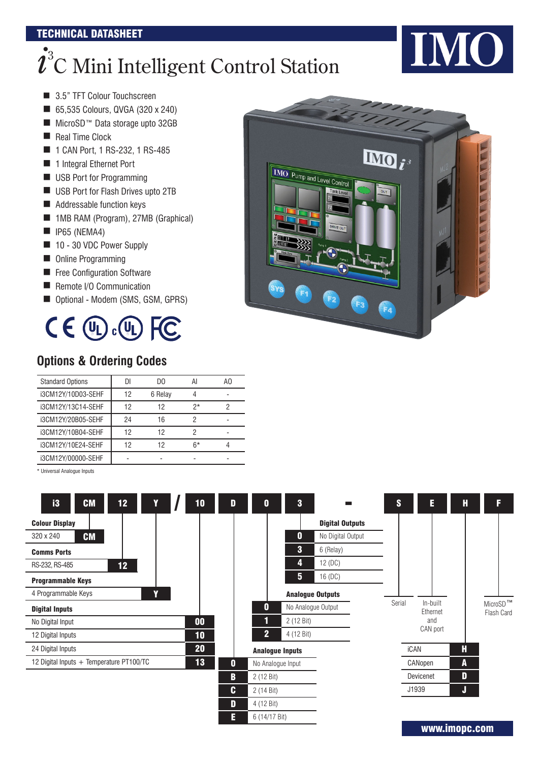TECHNICAL DATASHEET

# $i^3$C Mini Intelligent Control Station

- 3.5" TFT Colour Touchscreen
- 65,535 Colours, QVGA (320 x 240)
- MicroSD™ Data storage upto 32GB
- Real Time Clock
- 1 CAN Port, 1 RS-232, 1 RS-485
- 1 Integral Ethernet Port
- USB Port for Programming
- USB Port for Flash Drives upto 2TB
- Addressable function keys
- 1MB RAM (Program), 27MB (Graphical)
- IP65 (NEMA4)
- 10 - 30 VDC Power Supply
- Online Programming
- Free Configuration Software
- Remote I/O Communication
- Optional - Modem (SMS, GSM, GPRS)

## Options & Ordering Codes

| Standard Options | DI | DO | AI | AO |
|---|---|---|---|---|
| i3CM12Y/10D03-SEHF | 12 | 6 Relay | 4 | - |
| i3CM12Y/13C14-SEHF | 12 | 12 | 2* | 2 |
| i3CM12Y/20B05-SEHF | 24 | 16 | 2 | - |
| i3CM12Y/10B04-SEHF | 12 | 12 | 2 | - |
| i3CM12Y/10E24-SEHF | 12 | 12 | 6* | 4 |
| i3CM12Y/00000-SEHF | - | - | - | - |

* Universal Analogue Inputs

**i3 | CM | 12 | Y | / | 10 | D | 0 | 3 | - | S | E | H | F**

**Colour Display**

| | |
|---|---|
| 320 x 240 | CM |

**Comms Ports**

| | |
|---|---|
| RS-232, RS-485 | 12 |

**Programmable Keys**

| | |
|---|---|
| 4 Programmable Keys | Y |

**Digital Inputs**

| | |
|---|---|
| No Digital Input | 00 |
| 12 Digital Inputs | 10 |
| 24 Digital Inputs | 20 |
| 12 Digital Inputs + Temperature PT100/TC | 13 |

**Analogue Inputs**

| | |
|---|---|
| 0 | No Analogue Input |
| B | 2 (12 Bit) |
| C | 2 (14 Bit) |
| D | 4 (12 Bit) |
| E | 6 (14/17 Bit) |

**Analogue Outputs**

| | |
|---|---|
| 0 | No Analogue Output |
| 1 | 2 (12 Bit) |
| 2 | 4 (12 Bit) |

**Digital Outputs**

| | |
|---|---|
| 0 | No Digital Output |
| 3 | 6 (Relay) |
| 4 | 12 (DC) |
| 5 | 16 (DC) |

S: Serial

E: In-built Ethernet and CAN port

H:

| | |
|---|---|
| iCAN | H |
| CANopen | A |
| Devicenet | D |
| J1939 | J |

F: MicroSD™ Flash Card

www.imopc.com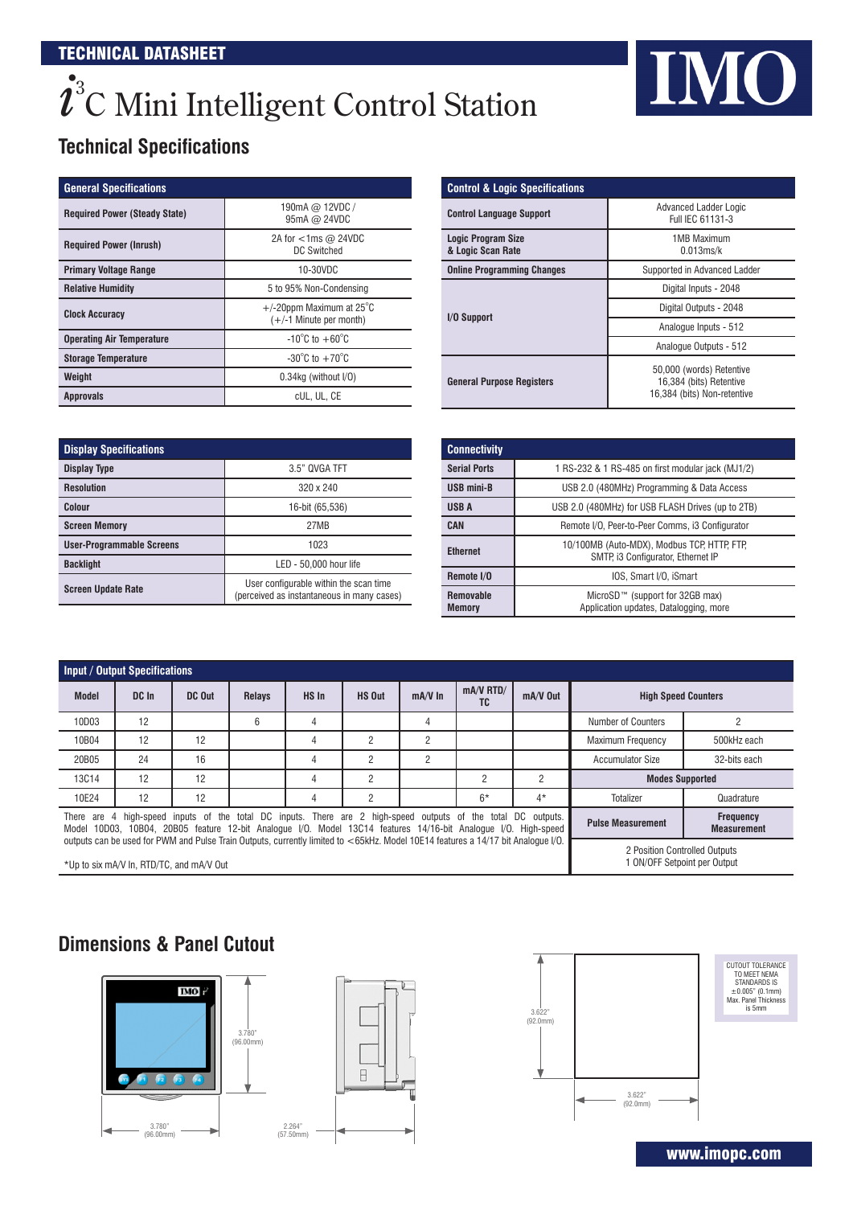# TECHNICAL DATASHEET

# $i^3$C Mini Intelligent Control Station

IMO

## Technical Specifications

| General Specifications | |
|---|---|
| **Required Power (Steady State)** | 190mA @ 12VDC / 95mA @ 24VDC |
| **Required Power (Inrush)** | 2A for <1ms @ 24VDC DC Switched |
| **Primary Voltage Range** | 10-30VDC |
| **Relative Humidity** | 5 to 95% Non-Condensing |
| **Clock Accuracy** | +/-20ppm Maximum at 25°C (+/-1 Minute per month) |
| **Operating Air Temperature** | -10°C to +60°C |
| **Storage Temperature** | -30°C to +70°C |
| **Weight** | 0.34kg (without I/O) |
| **Approvals** | cUL, UL, CE |

| Control & Logic Specifications | |
|---|---|
| **Control Language Support** | Advanced Ladder Logic Full IEC 61131-3 |
| **Logic Program Size & Logic Scan Rate** | 1MB Maximum 0.013ms/k |
| **Online Programming Changes** | Supported in Advanced Ladder |
| **I/O Support** | Digital Inputs - 2048 |
| | Digital Outputs - 2048 |
| | Analogue Inputs - 512 |
| | Analogue Outputs - 512 |
| **General Purpose Registers** | 50,000 (words) Retentive 16,384 (bits) Retentive 16,384 (bits) Non-retentive |

| Display Specifications | |
|---|---|
| **Display Type** | 3.5" QVGA TFT |
| **Resolution** | 320 x 240 |
| **Colour** | 16-bit (65,536) |
| **Screen Memory** | 27MB |
| **User-Programmable Screens** | 1023 |
| **Backlight** | LED - 50,000 hour life |
| **Screen Update Rate** | User configurable within the scan time (perceived as instantaneous in many cases) |

| Connectivity | |
|---|---|
| **Serial Ports** | 1 RS-232 & 1 RS-485 on first modular jack (MJ1/2) |
| **USB mini-B** | USB 2.0 (480MHz) Programming & Data Access |
| **USB A** | USB 2.0 (480MHz) for USB FLASH Drives (up to 2TB) |
| **CAN** | Remote I/O, Peer-to-Peer Comms, i3 Configurator |
| **Ethernet** | 10/100MB (Auto-MDX), Modbus TCP, HTTP, FTP, SMTP, i3 Configurator, Ethernet IP |
| **Remote I/O** | IOS, Smart I/O, iSmart |
| **Removable Memory** | MicroSD™ (support for 32GB max) Application updates, Datalogging, more |

### Input / Output Specifications

| Model | DC In | DC Out | Relays | HS In | HS Out | mA/V In | mA/V RTD/ TC | mA/V Out |
|---|---|---|---|---|---|---|---|---|
| 10D03 | 12 | | 6 | 4 | | 4 | | |
| 10B04 | 12 | 12 | | 4 | 2 | 2 | | |
| 20B05 | 24 | 16 | | 4 | 2 | 2 | | |
| 13C14 | 12 | 12 | | 4 | 2 | | 2 | 2 |
| 10E24 | 12 | 12 | | 4 | 2 | | 6* | 4* |

There are 4 high-speed inputs of the total DC inputs. There are 2 high-speed outputs of the total DC outputs. Model 10D03, 10B04, 20B05 feature 12-bit Analogue I/O. Model 13C14 features 14/16-bit Analogue I/O. High-speed outputs can be used for PWM and Pulse Train Outputs, currently limited to <65kHz. Model 10E14 features a 14/17 bit Analogue I/O.

*Up to six mA/V In, RTD/TC, and mA/V Out

| High Speed Counters | |
|---|---|
| Number of Counters | 2 |
| Maximum Frequency | 500kHz each |
| Accumulator Size | 32-bits each |
| **Modes Supported** | |
| Totalizer | Quadrature |
| **Pulse Measurement** | **Frequency Measurement** |
| 2 Position Controlled Outputs 1 ON/OFF Setpoint per Output | |

## Dimensions & Panel Cutout

3.780" (96.00mm)

3.780" (96.00mm)

2.264" (57.50mm)

3.622" (92.0mm)

3.622" (92.0mm)

CUTOUT TOLERANCE TO MEET NEMA STANDARDS IS ±0.005" (0.1mm) Max. Panel Thickness is 5mm

www.imopc.com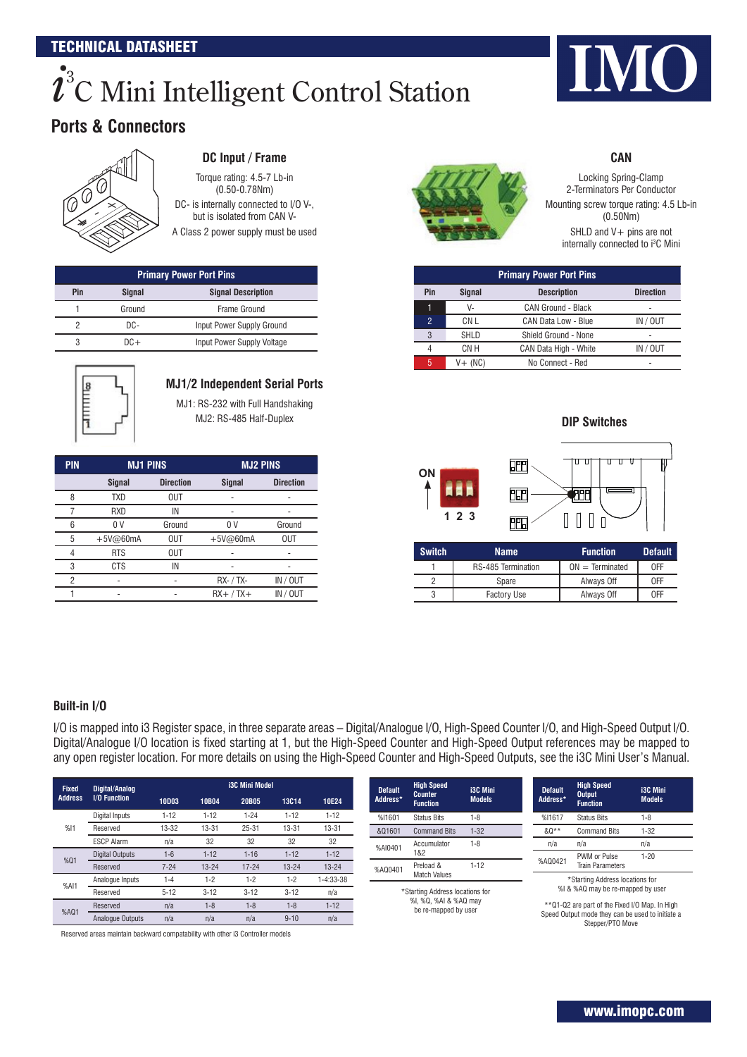TECHNICAL DATASHEET

# $i^3$C Mini Intelligent Control Station

## Ports & Connectors

### DC Input / Frame

Torque rating: 4.5-7 Lb-in (0.50-0.78Nm)

DC- is internally connected to I/O V-, but is isolated from CAN V-

A Class 2 power supply must be used

| Primary Power Port Pins | | |
|---|---|---|
| Pin | Signal | Signal Description |
| 1 | Ground | Frame Ground |
| 2 | DC- | Input Power Supply Ground |
| 3 | DC+ | Input Power Supply Voltage |

### CAN

Locking Spring-Clamp
2-Terminators Per Conductor

Mounting screw torque rating: 4.5 Lb-in (0.50Nm)

SHLD and V+ pins are not internally connected to i³C Mini

| Primary Power Port Pins | | | |
|---|---|---|---|
| Pin | Signal | Description | Direction |
| 1 | V- | CAN Ground - Black | - |
| 2 | CN L | CAN Data Low - Blue | IN / OUT |
| 3 | SHLD | Shield Ground - None | - |
| 4 | CN H | CAN Data High - White | IN / OUT |
| 5 | V+ (NC) | No Connect - Red | - |

### MJ1/2 Independent Serial Ports

MJ1: RS-232 with Full Handshaking

MJ2: RS-485 Half-Duplex

| PIN | MJ1 PINS | | MJ2 PINS | |
|---|---|---|---|---|
| | Signal | Direction | Signal | Direction |
| 8 | TXD | OUT | - | - |
| 7 | RXD | IN | - | - |
| 6 | 0 V | Ground | 0 V | Ground |
| 5 | +5V@60mA | OUT | +5V@60mA | OUT |
| 4 | RTS | OUT | - | - |
| 3 | CTS | IN | - | - |
| 2 | - | - | RX- / TX- | IN / OUT |
| 1 | - | - | RX+ / TX+ | IN / OUT |

### DIP Switches

| Switch | Name | Function | Default |
|---|---|---|---|
| 1 | RS-485 Termination | ON = Terminated | OFF |
| 2 | Spare | Always Off | OFF |
| 3 | Factory Use | Always Off | OFF |

### Built-in I/O

I/O is mapped into i3 Register space, in three separate areas – Digital/Analogue I/O, High-Speed Counter I/O, and High-Speed Output I/O. Digital/Analogue I/O location is fixed starting at 1, but the High-Speed Counter and High-Speed Output references may be mapped to any open register location. For more details on using the High-Speed Counter and High-Speed Outputs, see the i3C Mini User's Manual.

| Fixed Address | Digital/Analog I/O Function | i3C Mini Model | | | | |
|---|---|---|---|---|---|---|
| | | 10D03 | 10B04 | 20B05 | 13C14 | 10E24 |
| %I1 | Digital Inputs | 1-12 | 1-12 | 1-24 | 1-12 | 1-12 |
| | Reserved | 13-32 | 13-31 | 25-31 | 13-31 | 13-31 |
| | ESCP Alarm | n/a | 32 | 32 | 32 | 32 |
| %Q1 | Digital Outputs | 1-6 | 1-12 | 1-16 | 1-12 | 1-12 |
| | Reserved | 7-24 | 13-24 | 17-24 | 13-24 | 13-24 |
| %AI1 | Analogue Inputs | 1-4 | 1-2 | 1-2 | 1-2 | 1-4:33-38 |
| | Reserved | 5-12 | 3-12 | 3-12 | 3-12 | n/a |
| %AQ1 | Reserved | n/a | 1-8 | 1-8 | 1-8 | 1-12 |
| | Analogue Outputs | n/a | n/a | n/a | 9-10 | n/a |

Reserved areas maintain backward compatability with other i3 Controller models

| Default Address* | High Speed Counter Function | i3C Mini Models |
|---|---|---|
| %I1601 | Status Bits | 1-8 |
| &Q1601 | Command Bits | 1-32 |
| %AI0401 | Accumulator 1&2 | 1-8 |
| %AQ0401 | Preload & Match Values | 1-12 |

*Starting Address locations for %I, %Q, %AI & %AQ may be re-mapped by user

| Default Address* | High Speed Output Function | i3C Mini Models |
|---|---|---|
| %I1617 | Status Bits | 1-8 |
| &Q** | Command Bits | 1-32 |
| n/a | n/a | n/a |
| %AQ0421 | PWM or Pulse Train Parameters | 1-20 |

*Starting Address locations for %I & %AQ may be re-mapped by user

**Q1-Q2 are part of the Fixed I/O Map. In High Speed Output mode they can be used to initiate a Stepper/PTO Move

www.imopc.com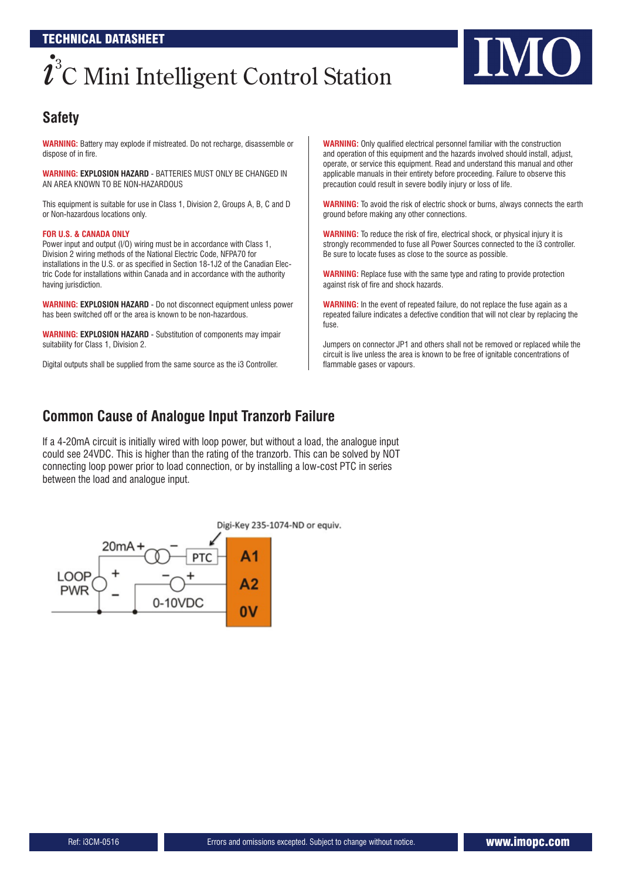## Safety

**WARNING:** Battery may explode if mistreated. Do not recharge, disassemble or dispose of in fire.

**WARNING:** **EXPLOSION HAZARD** - BATTERIES MUST ONLY BE CHANGED IN AN AREA KNOWN TO BE NON-HAZARDOUS

This equipment is suitable for use in Class 1, Division 2, Groups A, B, C and D or Non-hazardous locations only.

**FOR U.S. & CANADA ONLY**
Power input and output (I/O) wiring must be in accordance with Class 1, Division 2 wiring methods of the National Electric Code, NFPA70 for installations in the U.S. or as specified in Section 18-1J2 of the Canadian Electric Code for installations within Canada and in accordance with the authority having jurisdiction.

**WARNING:** **EXPLOSION HAZARD** - Do not disconnect equipment unless power has been switched off or the area is known to be non-hazardous.

**WARNING:** **EXPLOSION HAZARD** - Substitution of components may impair suitability for Class 1, Division 2.

Digital outputs shall be supplied from the same source as the i3 Controller.

**WARNING:** Only qualified electrical personnel familiar with the construction and operation of this equipment and the hazards involved should install, adjust, operate, or service this equipment. Read and understand this manual and other applicable manuals in their entirety before proceeding. Failure to observe this precaution could result in severe bodily injury or loss of life.

**WARNING:** To avoid the risk of electric shock or burns, always connects the earth ground before making any other connections.

**WARNING:** To reduce the risk of fire, electrical shock, or physical injury it is strongly recommended to fuse all Power Sources connected to the i3 controller. Be sure to locate fuses as close to the source as possible.

**WARNING:** Replace fuse with the same type and rating to provide protection against risk of fire and shock hazards.

**WARNING:** In the event of repeated failure, do not replace the fuse again as a repeated failure indicates a defective condition that will not clear by replacing the fuse.

Jumpers on connector JP1 and others shall not be removed or replaced while the circuit is live unless the area is known to be free of ignitable concentrations of flammable gases or vapours.

## Common Cause of Analogue Input Tranzorb Failure

If a 4-20mA circuit is initially wired with loop power, but without a load, the analogue input could see 24VDC. This is higher than the rating of the tranzorb. This can be solved by NOT connecting loop power prior to load connection, or by installing a low-cost PTC in series between the load and analogue input.

Digi-Key 235-1074-ND or equiv.

20mA + −

PTC

A1

LOOP PWR + −

− +

A2

0-10VDC

0V